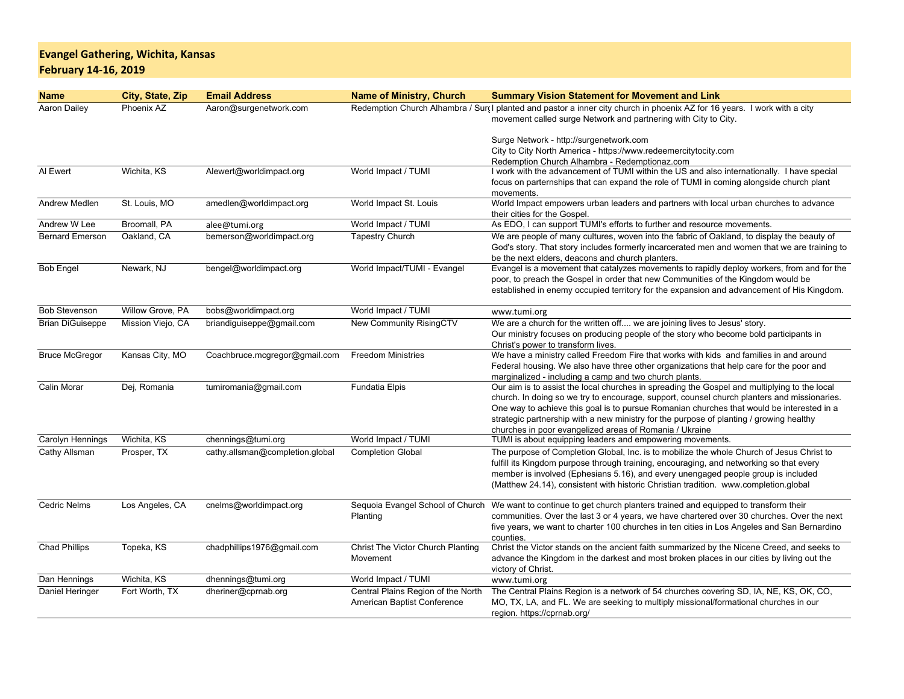## Evangel Gathering, Wichita, Kansas
## February 14-16, 2019

| Name | City, State, Zip | Email Address | Name of Ministry, Church | Summary Vision Statement for Movement and Link |
|---|---|---|---|---|
| Aaron Dailey | Phoenix AZ | Aaron@surgenetwork.com | Redemption Church Alhambra / Surg | I planted and pastor a inner city church in phoenix AZ for 16 years. I work with a city movement called surge Network and partnering with City to City.<br><br>Surge Network - http://surgenetwork.com<br>City to City North America - https://www.redeemercitytocity.com<br>Redemption Church Alhambra - Redemptionaz.com |
| Al Ewert | Wichita, KS | Alewert@worldimpact.org | World Impact / TUMI | I work with the advancement of TUMI within the US and also internationally. I have special focus on parternships that can expand the role of TUMI in coming alongside church plant movements. |
| Andrew Medlen | St. Louis, MO | amedlen@worldimpact.org | World Impact St. Louis | World Impact empowers urban leaders and partners with local urban churches to advance their cities for the Gospel. |
| Andrew W Lee | Broomall, PA | alee@tumi.org | World Impact / TUMI | As EDO, I can support TUMI's efforts to further and resource movements. |
| Bernard Emerson | Oakland, CA | bemerson@worldimpact.org | Tapestry Church | We are people of many cultures, woven into the fabric of Oakland, to display the beauty of God's story. That story includes formerly incarcerated men and women that we are training to be the next elders, deacons and church planters. |
| Bob Engel | Newark, NJ | bengel@worldimpact.org | World Impact/TUMI - Evangel | Evangel is a movement that catalyzes movements to rapidly deploy workers, from and for the poor, to preach the Gospel in order that new Communities of the Kingdom would be established in enemy occupied territory for the expansion and advancement of His Kingdom. |
| Bob Stevenson | Willow Grove, PA | bobs@worldimpact.org | World Impact / TUMI | www.tumi.org |
| Brian DiGuiseppe | Mission Viejo, CA | briandiguiseppe@gmail.com | New Community RisingCTV | We are a church for the written off.... we are joining lives to Jesus' story.<br>Our ministry focuses on producing people of the story who become bold participants in Christ's power to transform lives. |
| Bruce McGregor | Kansas City, MO | Coachbruce.mcgregor@gmail.com | Freedom Ministries | We have a ministry called Freedom Fire that works with kids and families in and around Federal housing. We also have three other organizations that help care for the poor and marginalized - including a camp and two church plants. |
| Calin Morar | Dej, Romania | tumiromania@gmail.com | Fundatia Elpis | Our aim is to assist the local churches in spreading the Gospel and multiplying to the local church. In doing so we try to encourage, support, counsel church planters and missionaries. One way to achieve this goal is to pursue Romanian churches that would be interested in a strategic partnership with a new ministry for the purpose of planting / growing healthy churches in poor evangelized areas of Romania / Ukraine |
| Carolyn Hennings | Wichita, KS | chennings@tumi.org | World Impact / TUMI | TUMI is about equipping leaders and empowering movements. |
| Cathy Allsman | Prosper, TX | cathy.allsman@completion.global | Completion Global | The purpose of Completion Global, Inc. is to mobilize the whole Church of Jesus Christ to fulfill its Kingdom purpose through training, encouraging, and networking so that every member is involved (Ephesians 5.16), and every unengaged people group is included (Matthew 24.14), consistent with historic Christian tradition. www.completion.global |
| Cedric Nelms | Los Angeles, CA | cnelms@worldimpact.org | Sequoia Evangel School of Church Planting | We want to continue to get church planters trained and equipped to transform their communities. Over the last 3 or 4 years, we have chartered over 30 churches. Over the next five years, we want to charter 100 churches in ten cities in Los Angeles and San Bernardino counties. |
| Chad Phillips | Topeka, KS | chadphillips1976@gmail.com | Christ The Victor Church Planting Movement | Christ the Victor stands on the ancient faith summarized by the Nicene Creed, and seeks to advance the Kingdom in the darkest and most broken places in our cities by living out the victory of Christ. |
| Dan Hennings | Wichita, KS | dhennings@tumi.org | World Impact / TUMI | www.tumi.org |
| Daniel Heringer | Fort Worth, TX | dheriner@cprnab.org | Central Plains Region of the North American Baptist Conference | The Central Plains Region is a network of 54 churches covering SD, IA, NE, KS, OK, CO, MO, TX, LA, and FL. We are seeking to multiply missional/formational churches in our region. https://cprnab.org/ |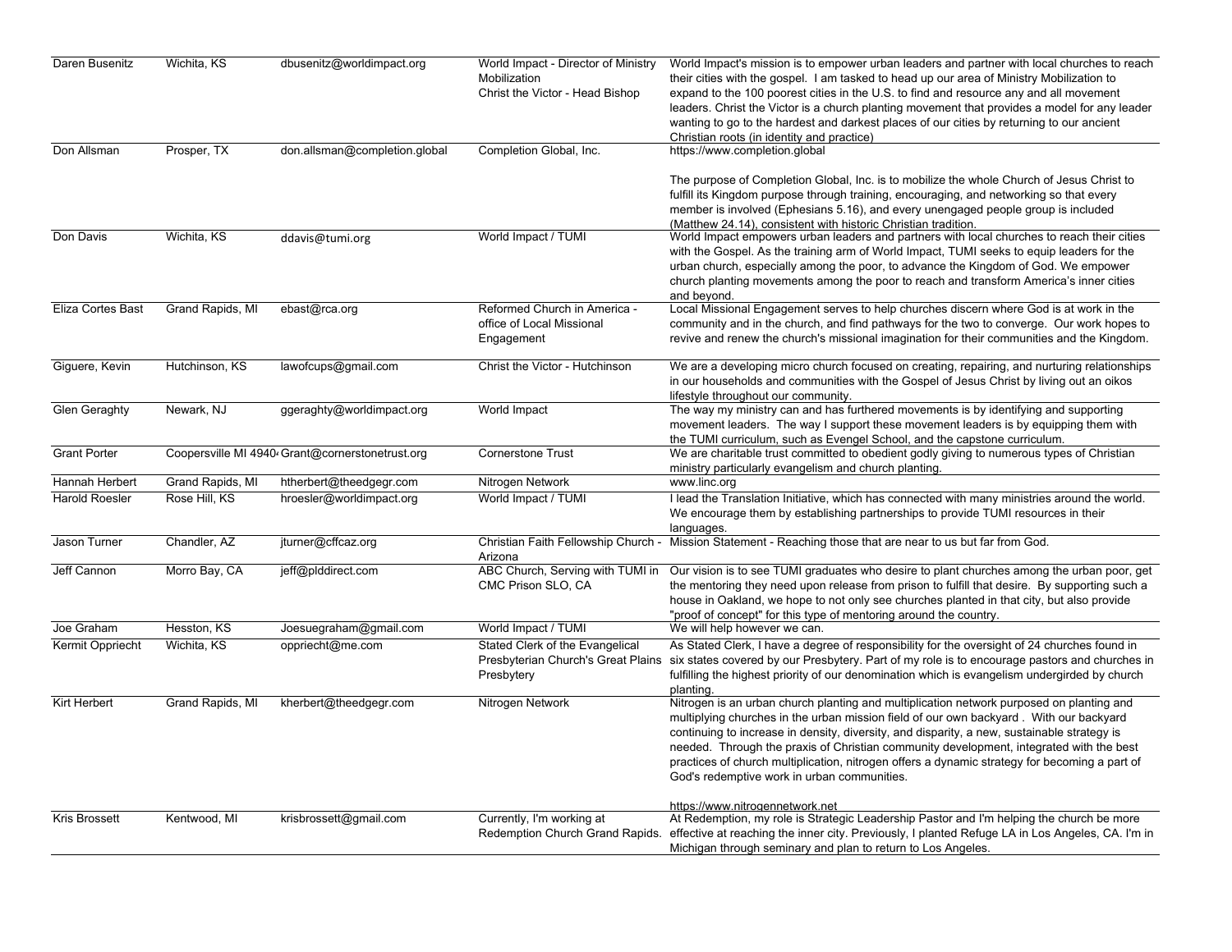| | | | | |
|---|---|---|---|---|
| Daren Busenitz | Wichita, KS | dbusenitz@worldimpact.org | World Impact - Director of Ministry Mobilization<br>Christ the Victor - Head Bishop | World Impact's mission is to empower urban leaders and partner with local churches to reach their cities with the gospel. I am tasked to head up our area of Ministry Mobilization to expand to the 100 poorest cities in the U.S. to find and resource any and all movement leaders. Christ the Victor is a church planting movement that provides a model for any leader wanting to go to the hardest and darkest places of our cities by returning to our ancient Christian roots (in identity and practice) |
| Don Allsman | Prosper, TX | don.allsman@completion.global | Completion Global, Inc. | https://www.completion.global<br><br>The purpose of Completion Global, Inc. is to mobilize the whole Church of Jesus Christ to fulfill its Kingdom purpose through training, encouraging, and networking so that every member is involved (Ephesians 5.16), and every unengaged people group is included (Matthew 24.14), consistent with historic Christian tradition. |
| Don Davis | Wichita, KS | ddavis@tumi.org | World Impact / TUMI | World Impact empowers urban leaders and partners with local churches to reach their cities with the Gospel. As the training arm of World Impact, TUMI seeks to equip leaders for the urban church, especially among the poor, to advance the Kingdom of God. We empower church planting movements among the poor to reach and transform America's inner cities and beyond. |
| Eliza Cortes Bast | Grand Rapids, MI | ebast@rca.org | Reformed Church in America - office of Local Missional Engagement | Local Missional Engagement serves to help churches discern where God is at work in the community and in the church, and find pathways for the two to converge. Our work hopes to revive and renew the church's missional imagination for their communities and the Kingdom. |
| Giguere, Kevin | Hutchinson, KS | lawofcups@gmail.com | Christ the Victor - Hutchinson | We are a developing micro church focused on creating, repairing, and nurturing relationships in our households and communities with the Gospel of Jesus Christ by living out an oikos lifestyle throughout our community. |
| Glen Geraghty | Newark, NJ | ggeraghty@worldimpact.org | World Impact | The way my ministry can and has furthered movements is by identifying and supporting movement leaders. The way I support these movement leaders is by equipping them with the TUMI curriculum, such as Evangel School, and the capstone curriculum. |
| Grant Porter | Coopersville MI 4940 | Grant@cornerstonetrust.org | Cornerstone Trust | We are charitable trust committed to obedient godly giving to numerous types of Christian ministry particularly evangelism and church planting. |
| Hannah Herbert | Grand Rapids, MI | htherbert@theedgegr.com | Nitrogen Network | www.linc.org |
| Harold Roesler | Rose Hill, KS | hroesler@worldimpact.org | World Impact / TUMI | I lead the Translation Initiative, which has connected with many ministries around the world. We encourage them by establishing partnerships to provide TUMI resources in their languages. |
| Jason Turner | Chandler, AZ | jturner@cffcaz.org | Christian Faith Fellowship Church - Arizona | Mission Statement - Reaching those that are near to us but far from God. |
| Jeff Cannon | Morro Bay, CA | jeff@plddirect.com | ABC Church, Serving with TUMI in CMC Prison SLO, CA | Our vision is to see TUMI graduates who desire to plant churches among the urban poor, get the mentoring they need upon release from prison to fulfill that desire. By supporting such a house in Oakland, we hope to not only see churches planted in that city, but also provide "proof of concept" for this type of mentoring around the country. |
| Joe Graham | Hesston, KS | Joesuegraham@gmail.com | World Impact / TUMI | We will help however we can. |
| Kermit Oppriecht | Wichita, KS | oppriecht@me.com | Stated Clerk of the Evangelical Presbyterian Church's Great Plains Presbytery | As Stated Clerk, I have a degree of responsibility for the oversight of 24 churches found in six states covered by our Presbytery. Part of my role is to encourage pastors and churches in fulfilling the highest priority of our denomination which is evangelism undergirded by church planting. |
| Kirt Herbert | Grand Rapids, MI | kherbert@theedgegr.com | Nitrogen Network | Nitrogen is an urban church planting and multiplication network purposed on planting and multiplying churches in the urban mission field of our own backyard . With our backyard continuing to increase in density, diversity, and disparity, a new, sustainable strategy is needed. Through the praxis of Christian community development, integrated with the best practices of church multiplication, nitrogen offers a dynamic strategy for becoming a part of God's redemptive work in urban communities.<br><br>https://www.nitrogennetwork.net |
| Kris Brossett | Kentwood, MI | krisbrossett@gmail.com | Currently, I'm working at Redemption Church Grand Rapids. | At Redemption, my role is Strategic Leadership Pastor and I'm helping the church be more effective at reaching the inner city. Previously, I planted Refuge LA in Los Angeles, CA. I'm in Michigan through seminary and plan to return to Los Angeles. |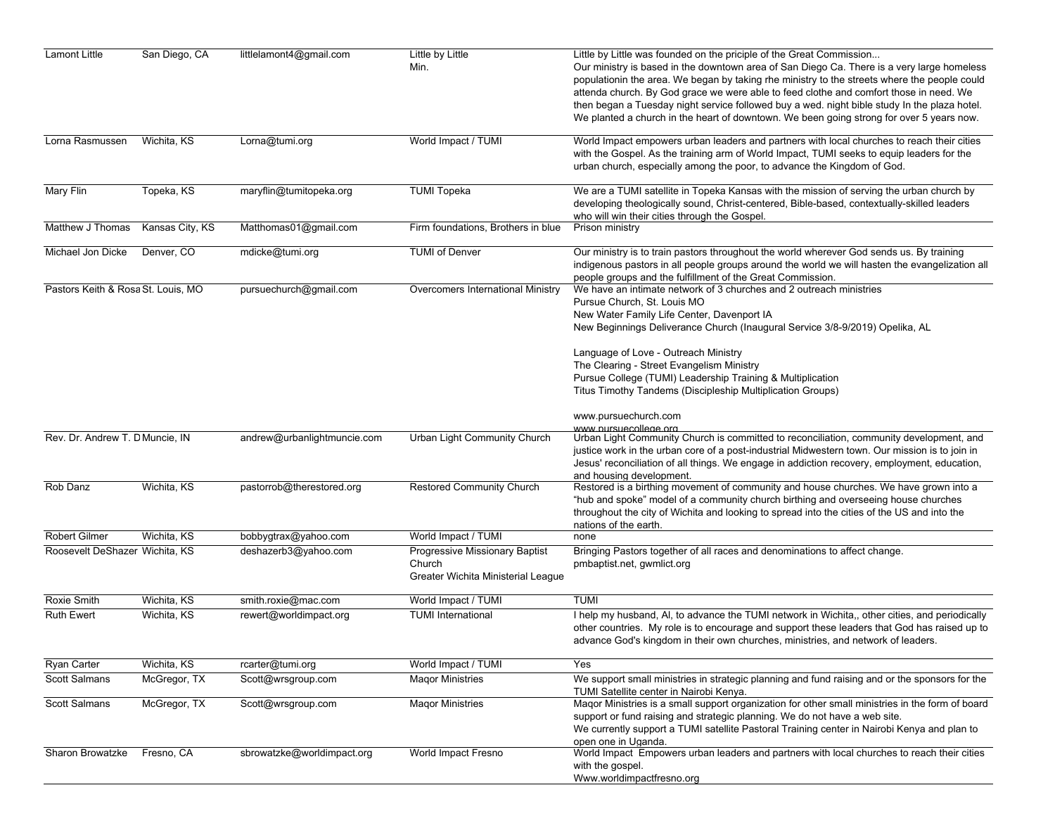| | | | | |
|---|---|---|---|---|
| Lamont Little | San Diego, CA | littlelamont4@gmail.com | Little by Little Min. | Little by Little was founded on the priciple of the Great Commission... Our ministry is based in the downtown area of San Diego Ca. There is a very large homeless populationin the area. We began by taking rhe ministry to the streets where the people could attenda church. By God grace we were able to feed clothe and comfort those in need. We then began a Tuesday night service followed buy a wed. night bible study In the plaza hotel. We planted a church in the heart of downtown. We been going strong for over 5 years now. |
| Lorna Rasmussen | Wichita, KS | Lorna@tumi.org | World Impact / TUMI | World Impact empowers urban leaders and partners with local churches to reach their cities with the Gospel. As the training arm of World Impact, TUMI seeks to equip leaders for the urban church, especially among the poor, to advance the Kingdom of God. |
| Mary Flin | Topeka, KS | maryflin@tumitopeka.org | TUMI Topeka | We are a TUMI satellite in Topeka Kansas with the mission of serving the urban church by developing theologically sound, Christ-centered, Bible-based, contextually-skilled leaders who will win their cities through the Gospel. |
| Matthew J Thomas | Kansas City, KS | Matthomas01@gmail.com | Firm foundations, Brothers in blue | Prison ministry |
| Michael Jon Dicke | Denver, CO | mdicke@tumi.org | TUMI of Denver | Our ministry is to train pastors throughout the world wherever God sends us. By training indigenous pastors in all people groups around the world we will hasten the evangelization all people groups and the fulfillment of the Great Commission. |
| Pastors Keith & Rosa | St. Louis, MO | pursuechurch@gmail.com | Overcomers International Ministry | We have an intimate network of 3 churches and 2 outreach ministries<br>Pursue Church, St. Louis MO<br>New Water Family Life Center, Davenport IA<br>New Beginnings Deliverance Church (Inaugural Service 3/8-9/2019) Opelika, AL<br><br>Language of Love - Outreach Ministry<br>The Clearing - Street Evangelism Ministry<br>Pursue College (TUMI) Leadership Training & Multiplication<br>Titus Timothy Tandems (Discipleship Multiplication Groups)<br><br>www.pursuechurch.com<br>www.pursuecollege.org |
| Rev. Dr. Andrew T. D | Muncie, IN | andrew@urbanlightmuncie.com | Urban Light Community Church | Urban Light Community Church is committed to reconciliation, community development, and justice work in the urban core of a post-industrial Midwestern town. Our mission is to join in Jesus' reconciliation of all things. We engage in addiction recovery, employment, education, and housing development. |
| Rob Danz | Wichita, KS | pastorrob@therestored.org | Restored Community Church | Restored is a birthing movement of community and house churches. We have grown into a "hub and spoke" model of a community church birthing and overseeing house churches throughout the city of Wichita and looking to spread into the cities of the US and into the nations of the earth. |
| Robert Gilmer | Wichita, KS | bobbygtrax@yahoo.com | World Impact / TUMI | none |
| Roosevelt DeShazer | Wichita, KS | deshazerb3@yahoo.com | Progressive Missionary Baptist Church<br>Greater Wichita Ministerial League | Bringing Pastors together of all races and denominations to affect change.<br>pmbaptist.net, gwmlict.org |
| Roxie Smith | Wichita, KS | smith.roxie@mac.com | World Impact / TUMI | TUMI |
| Ruth Ewert | Wichita, KS | rewert@worldimpact.org | TUMI International | I help my husband, Al, to advance the TUMI network in Wichita,, other cities, and periodically other countries. My role is to encourage and support these leaders that God has raised up to advance God's kingdom in their own churches, ministries, and network of leaders. |
| Ryan Carter | Wichita, KS | rcarter@tumi.org | World Impact / TUMI | Yes |
| Scott Salmans | McGregor, TX | Scott@wrsgroup.com | Maqor Ministries | We support small ministries in strategic planning and fund raising and or the sponsors for the TUMI Satellite center in Nairobi Kenya. |
| Scott Salmans | McGregor, TX | Scott@wrsgroup.com | Maqor Ministries | Maqor Ministries is a small support organization for other small ministries in the form of board support or fund raising and strategic planning. We do not have a web site.<br>We currently support a TUMI satellite Pastoral Training center in Nairobi Kenya and plan to open one in Uganda. |
| Sharon Browatzke | Fresno, CA | sbrowatzke@worldimpact.org | World Impact Fresno | World Impact Empowers urban leaders and partners with local churches to reach their cities with the gospel.<br>Www.worldimpactfresno.org |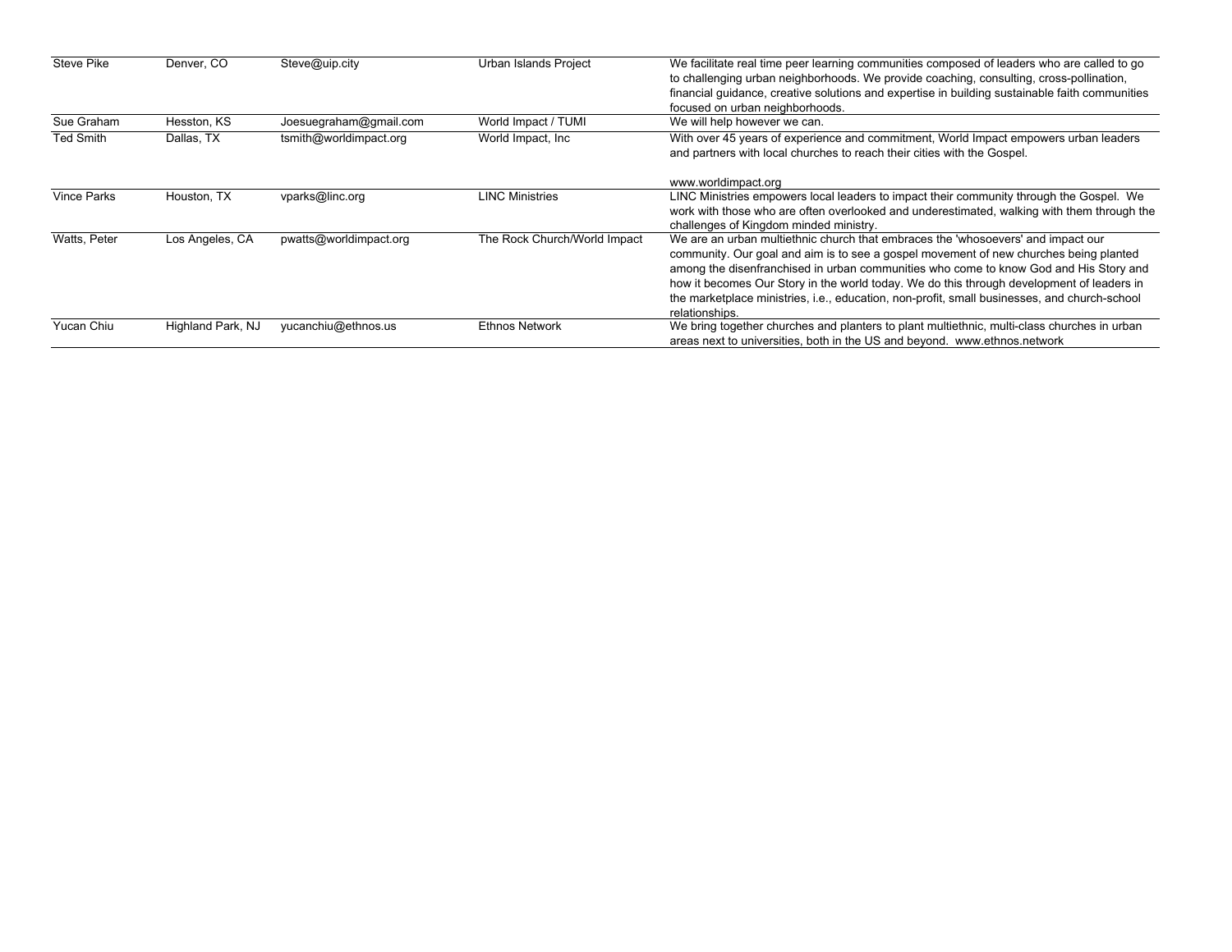| | | | | |
|---|---|---|---|---|
| Steve Pike | Denver, CO | Steve@uip.city | Urban Islands Project | We facilitate real time peer learning communities composed of leaders who are called to go to challenging urban neighborhoods. We provide coaching, consulting, cross-pollination, financial guidance, creative solutions and expertise in building sustainable faith communities focused on urban neighborhoods. |
| Sue Graham | Hesston, KS | Joesuegraham@gmail.com | World Impact / TUMI | We will help however we can. |
| Ted Smith | Dallas, TX | tsmith@worldimpact.org | World Impact, Inc | With over 45 years of experience and commitment, World Impact empowers urban leaders and partners with local churches to reach their cities with the Gospel.<br><br>www.worldimpact.org |
| Vince Parks | Houston, TX | vparks@linc.org | LINC Ministries | LINC Ministries empowers local leaders to impact their community through the Gospel. We work with those who are often overlooked and underestimated, walking with them through the challenges of Kingdom minded ministry. |
| Watts, Peter | Los Angeles, CA | pwatts@worldimpact.org | The Rock Church/World Impact | We are an urban multiethnic church that embraces the 'whosoevers' and impact our community. Our goal and aim is to see a gospel movement of new churches being planted among the disenfranchised in urban communities who come to know God and His Story and how it becomes Our Story in the world today. We do this through development of leaders in the marketplace ministries, i.e., education, non-profit, small businesses, and church-school relationships. |
| Yucan Chiu | Highland Park, NJ | yucanchiu@ethnos.us | Ethnos Network | We bring together churches and planters to plant multiethnic, multi-class churches in urban areas next to universities, both in the US and beyond. www.ethnos.network |